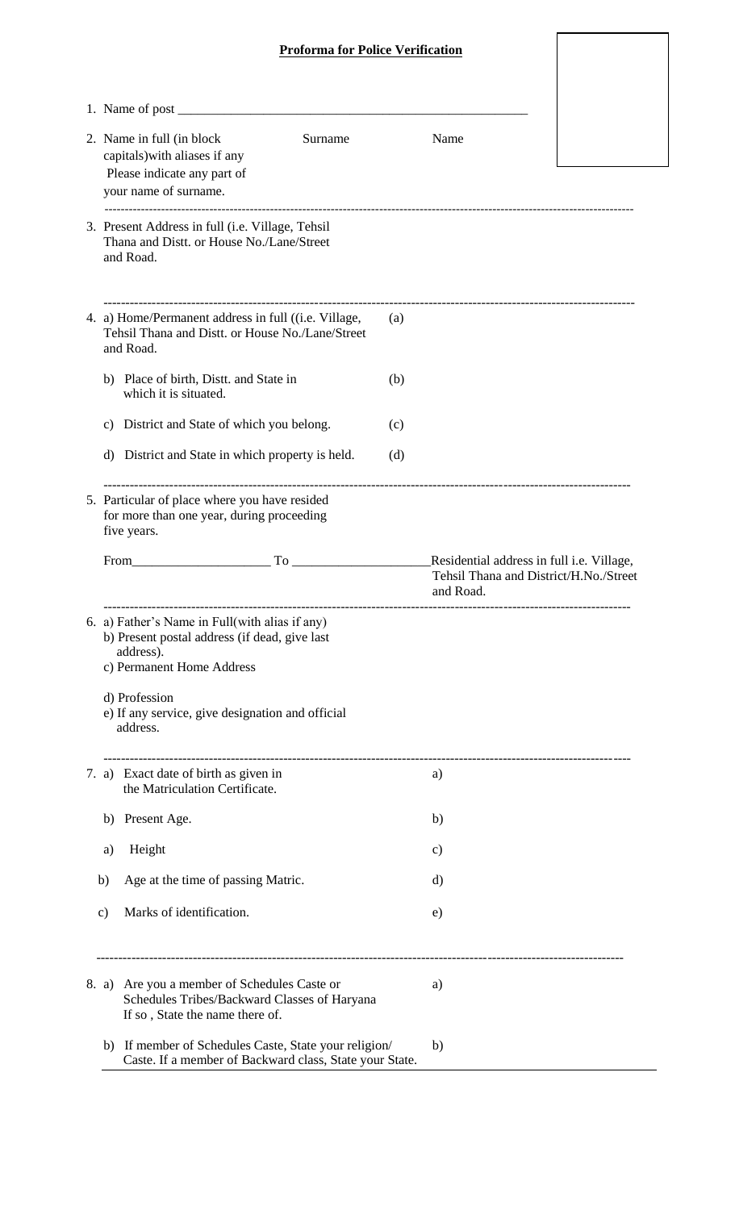**Proforma for Police Verification**

1. Name of post \_\_\_\_\_\_\_\_\_\_\_\_\_\_\_\_\_\_\_\_\_\_\_\_\_\_\_\_\_\_\_\_\_\_\_\_\_\_\_\_\_\_\_\_\_\_\_\_\_\_\_\_\_\_

2. Name in full (in block capitals)with aliases if any Please indicate any part of your name of surname. Surname Name

---

3. Present Address in full (i.e. Village, Tehsil Thana and Distt. or House No./Lane/Street and Road.

---

4. a) Home/Permanent address in full ((i.e. Village, Tehsil Thana and Distt. or House No./Lane/Street and Road. (a)

   b) Place of birth, Distt. and State in which it is situated. (b)

   c) District and State of which you belong. (c)

   d) District and State in which property is held. (d)

---

5. Particular of place where you have resided for more than one year, during proceeding five years.

   From\_\_\_\_\_\_\_\_\_\_\_\_\_\_\_\_\_\_\_\_ To \_\_\_\_\_\_\_\_\_\_\_\_\_\_\_\_\_\_\_\_ Residential address in full i.e. Village, Tehsil Thana and District/H.No./Street and Road.

---

6. a) Father's Name in Full(with alias if any)
   b) Present postal address (if dead, give last address).
   c) Permanent Home Address

   d) Profession
   e) If any service, give designation and official address.

---

7. a) Exact date of birth as given in the Matriculation Certificate. a)

   b) Present Age. b)

   a) Height c)

   b) Age at the time of passing Matric. d)

   c) Marks of identification. e)

---

8. a) Are you a member of Schedules Caste or Schedules Tribes/Backward Classes of Haryana If so , State the name there of. a)

   b) If member of Schedules Caste, State your religion/ Caste. If a member of Backward class, State your State. b)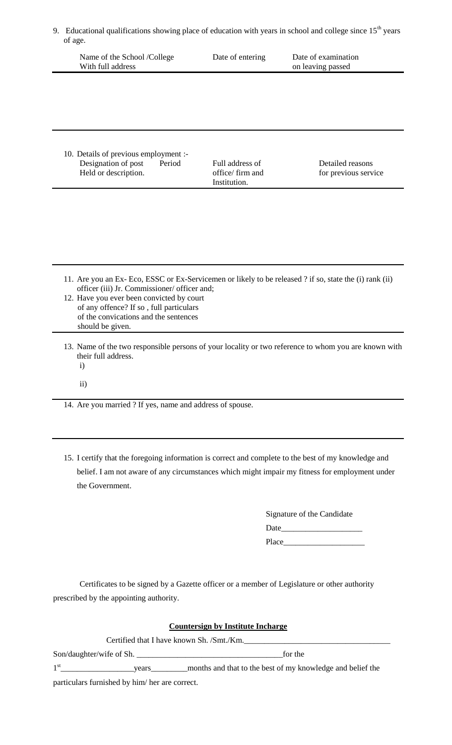9. Educational qualifications showing place of education with years in school and college since 15th years of age.

| Name of the School /College With full address | Date of entering | Date of examination on leaving passed |
|---|---|---|
| | | |

10. Details of previous employment :-

| Designation of post Held or description. | Period | Full address of office/ firm and Institution. | Detailed reasons for previous service |
|---|---|---|---|
| | | | |

11. Are you an Ex- Eco, ESSC or Ex-Servicemen or likely to be released ? if so, state the (i) rank (ii) officer (iii) Jr. Commissioner/ officer and;
12. Have you ever been convicted by court of any offence? If so , full particulars of the convications and the sentences should be given.

13. Name of the two responsible persons of your locality or two reference to whom you are known with their full address.
    i)

    ii)

14. Are you married ? If yes, name and address of spouse.

15. I certify that the foregoing information is correct and complete to the best of my knowledge and belief. I am not aware of any circumstances which might impair my fitness for employment under the Government.

Signature of the Candidate

Date____________________

Place____________________

Certificates to be signed by a Gazette officer or a member of Legislature or other authority prescribed by the appointing authority.

**Countersign by Institute Incharge**

Certified that I have known Sh. /Smt./Km.____________________________________

Son/daughter/wife of Sh. ____________________________________for the

1st__________________years_________months and that to the best of my knowledge and belief the particulars furnished by him/ her are correct.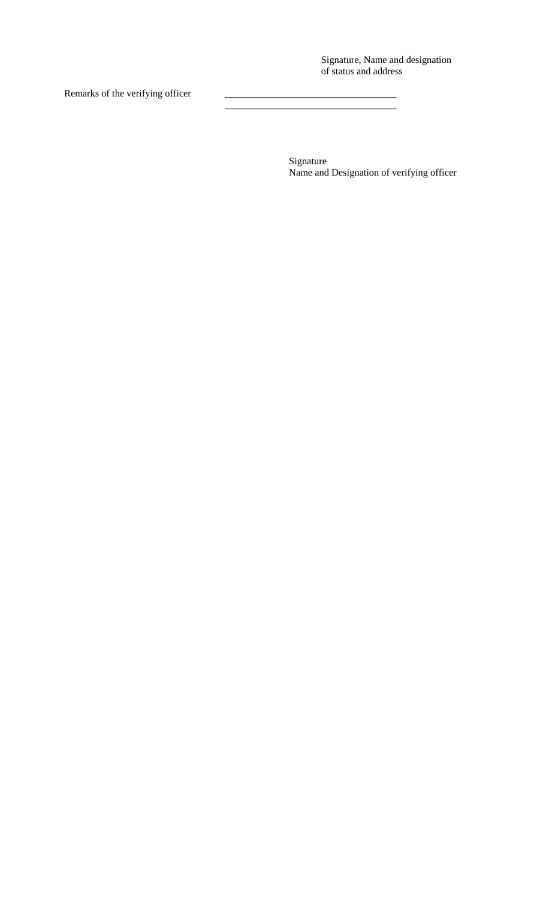Signature, Name and designation
of status and address

Remarks of the verifying officer ___________________________________
___________________________________

Signature
Name and Designation of verifying officer